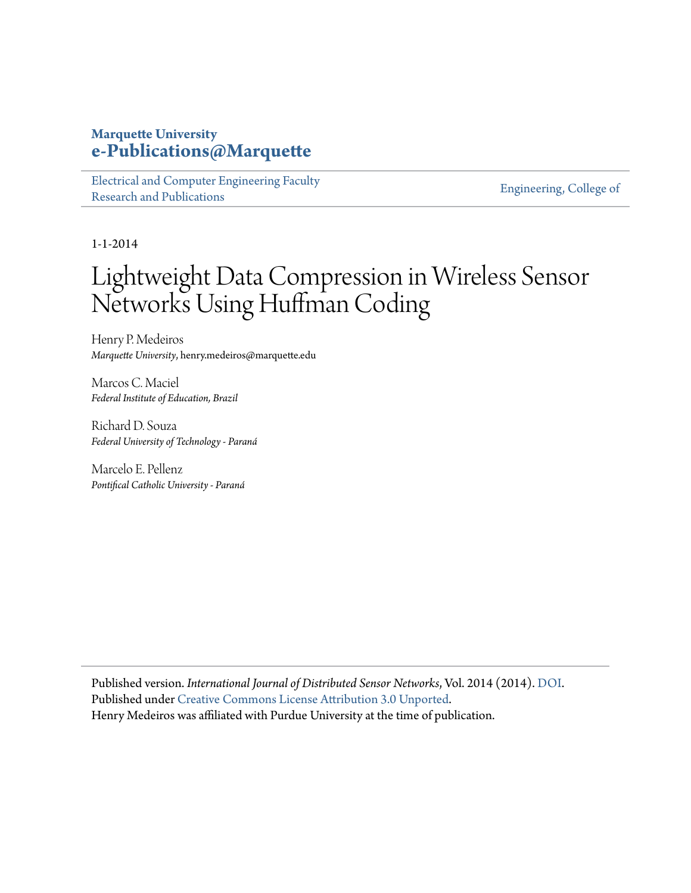**Marquette University**
**e-Publications@Marquette**

Electrical and Computer Engineering Faculty Research and Publications | Engineering, College of

1-1-2014

# Lightweight Data Compression in Wireless Sensor Networks Using Huffman Coding

Henry P. Medeiros
*Marquette University*, henry.medeiros@marquette.edu

Marcos C. Maciel
*Federal Institute of Education, Brazil*

Richard D. Souza
*Federal University of Technology - Paraná*

Marcelo E. Pellenz
*Pontifical Catholic University - Paraná*

---

Published version. *International Journal of Distributed Sensor Networks*, Vol. 2014 (2014). DOI.
Published under Creative Commons License Attribution 3.0 Unported.
Henry Medeiros was affiliated with Purdue University at the time of publication.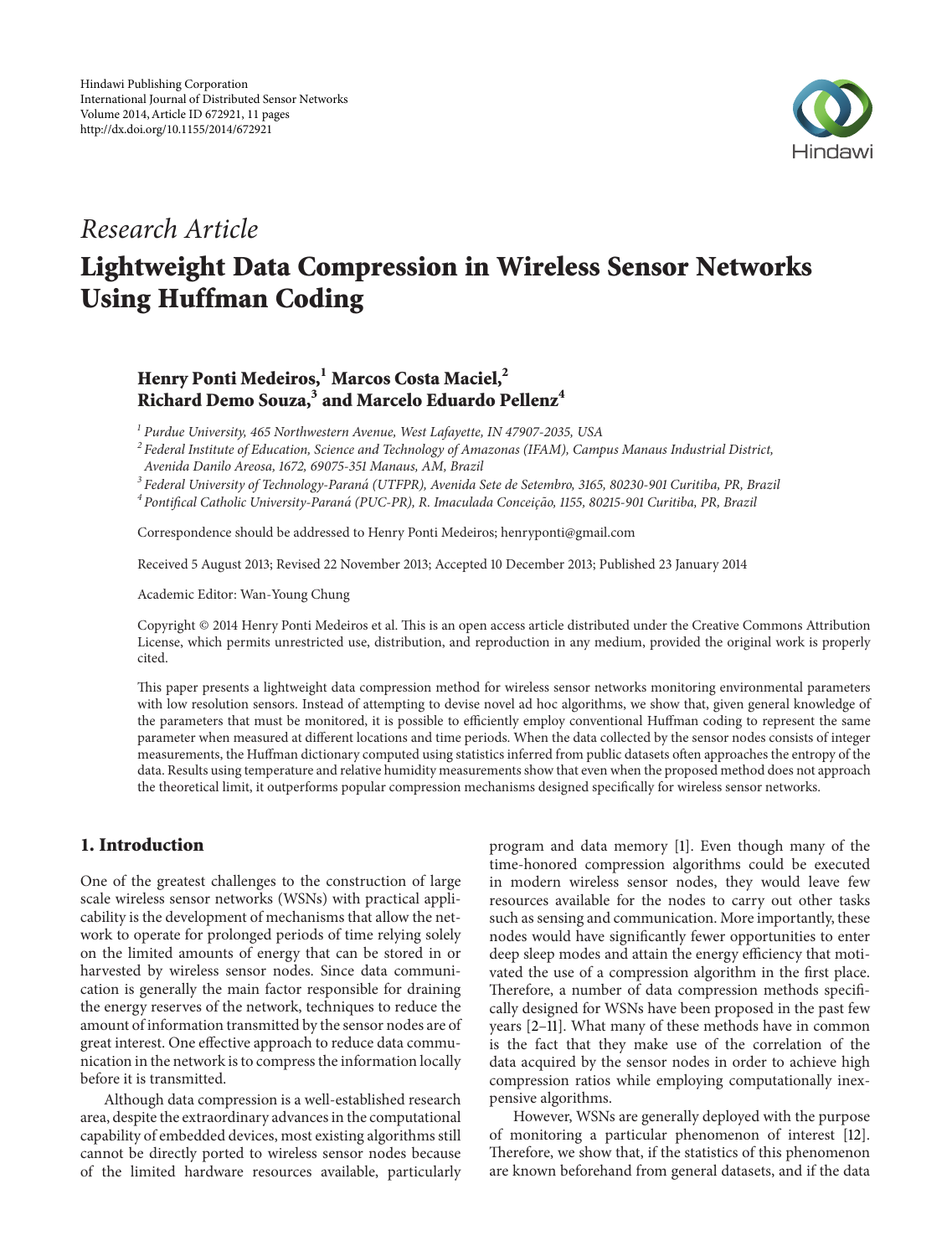Hindawi Publishing Corporation
International Journal of Distributed Sensor Networks
Volume 2014, Article ID 672921, 11 pages
http://dx.doi.org/10.1155/2014/672921

*Research Article*

# Lightweight Data Compression in Wireless Sensor Networks Using Huffman Coding

**Henry Ponti Medeiros,[1] Marcos Costa Maciel,[2] Richard Demo Souza,[3] and Marcelo Eduardo Pellenz[4]**

[1] *Purdue University, 465 Northwestern Avenue, West Lafayette, IN 47907-2035, USA*
[2] *Federal Institute of Education, Science and Technology of Amazonas (IFAM), Campus Manaus Industrial District, Avenida Danilo Areosa, 1672, 69075-351 Manaus, AM, Brazil*
[3] *Federal University of Technology-Paraná (UTFPR), Avenida Sete de Setembro, 3165, 80230-901 Curitiba, PR, Brazil*
[4] *Pontifical Catholic University-Paraná (PUC-PR), R. Imaculada Conceição, 1155, 80215-901 Curitiba, PR, Brazil*

Correspondence should be addressed to Henry Ponti Medeiros; henryponti@gmail.com

Received 5 August 2013; Revised 22 November 2013; Accepted 10 December 2013; Published 23 January 2014

Academic Editor: Wan-Young Chung

Copyright © 2014 Henry Ponti Medeiros et al. This is an open access article distributed under the Creative Commons Attribution License, which permits unrestricted use, distribution, and reproduction in any medium, provided the original work is properly cited.

This paper presents a lightweight data compression method for wireless sensor networks monitoring environmental parameters with low resolution sensors. Instead of attempting to devise novel ad hoc algorithms, we show that, given general knowledge of the parameters that must be monitored, it is possible to efficiently employ conventional Huffman coding to represent the same parameter when measured at different locations and time periods. When the data collected by the sensor nodes consists of integer measurements, the Huffman dictionary computed using statistics inferred from public datasets often approaches the entropy of the data. Results using temperature and relative humidity measurements show that even when the proposed method does not approach the theoretical limit, it outperforms popular compression mechanisms designed specifically for wireless sensor networks.

## 1. Introduction

One of the greatest challenges to the construction of large scale wireless sensor networks (WSNs) with practical applicability is the development of mechanisms that allow the network to operate for prolonged periods of time relying solely on the limited amounts of energy that can be stored in or harvested by wireless sensor nodes. Since data communication is generally the main factor responsible for draining the energy reserves of the network, techniques to reduce the amount of information transmitted by the sensor nodes are of great interest. One effective approach to reduce data communication in the network is to compress the information locally before it is transmitted.

Although data compression is a well-established research area, despite the extraordinary advances in the computational capability of embedded devices, most existing algorithms still cannot be directly ported to wireless sensor nodes because of the limited hardware resources available, particularly program and data memory [1]. Even though many of the time-honored compression algorithms could be executed in modern wireless sensor nodes, they would leave few resources available for the nodes to carry out other tasks such as sensing and communication. More importantly, these nodes would have significantly fewer opportunities to enter deep sleep modes and attain the energy efficiency that motivated the use of a compression algorithm in the first place. Therefore, a number of data compression methods specifically designed for WSNs have been proposed in the past few years [2–11]. What many of these methods have in common is the fact that they make use of the correlation of the data acquired by the sensor nodes in order to achieve high compression ratios while employing computationally inexpensive algorithms.

However, WSNs are generally deployed with the purpose of monitoring a particular phenomenon of interest [12]. Therefore, we show that, if the statistics of this phenomenon are known beforehand from general datasets, and if the data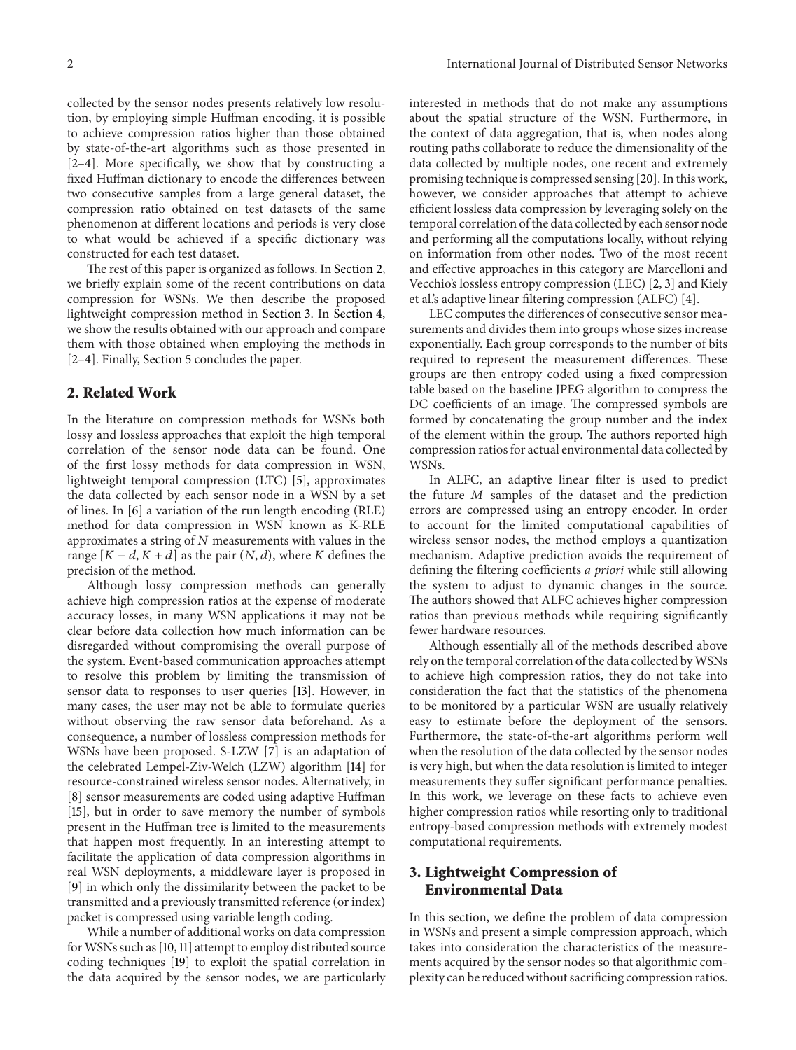collected by the sensor nodes presents relatively low resolution, by employing simple Huffman encoding, it is possible to achieve compression ratios higher than those obtained by state-of-the-art algorithms such as those presented in [2–4]. More specifically, we show that by constructing a fixed Huffman dictionary to encode the differences between two consecutive samples from a large general dataset, the compression ratio obtained on test datasets of the same phenomenon at different locations and periods is very close to what would be achieved if a specific dictionary was constructed for each test dataset.

The rest of this paper is organized as follows. In Section 2, we briefly explain some of the recent contributions on data compression for WSNs. We then describe the proposed lightweight compression method in Section 3. In Section 4, we show the results obtained with our approach and compare them with those obtained when employing the methods in [2–4]. Finally, Section 5 concludes the paper.

## 2. Related Work

In the literature on compression methods for WSNs both lossy and lossless approaches that exploit the high temporal correlation of the sensor node data can be found. One of the first lossy methods for data compression in WSN, lightweight temporal compression (LTC) [5], approximates the data collected by each sensor node in a WSN by a set of lines. In [6] a variation of the run length encoding (RLE) method for data compression in WSN known as K-RLE approximates a string of $N$ measurements with values in the range $[K - d, K + d]$ as the pair $(N, d)$, where $K$ defines the precision of the method.

Although lossy compression methods can generally achieve high compression ratios at the expense of moderate accuracy losses, in many WSN applications it may not be clear before data collection how much information can be disregarded without compromising the overall purpose of the system. Event-based communication approaches attempt to resolve this problem by limiting the transmission of sensor data to responses to user queries [13]. However, in many cases, the user may not be able to formulate queries without observing the raw sensor data beforehand. As a consequence, a number of lossless compression methods for WSNs have been proposed. S-LZW [7] is an adaptation of the celebrated Lempel-Ziv-Welch (LZW) algorithm [14] for resource-constrained wireless sensor nodes. Alternatively, in [8] sensor measurements are coded using adaptive Huffman [15], but in order to save memory the number of symbols present in the Huffman tree is limited to the measurements that happen most frequently. In an interesting attempt to facilitate the application of data compression algorithms in real WSN deployments, a middleware layer is proposed in [9] in which only the dissimilarity between the packet to be transmitted and a previously transmitted reference (or index) packet is compressed using variable length coding.

While a number of additional works on data compression for WSNs such as [10, 11] attempt to employ distributed source coding techniques [19] to exploit the spatial correlation in the data acquired by the sensor nodes, we are particularly interested in methods that do not make any assumptions about the spatial structure of the WSN. Furthermore, in the context of data aggregation, that is, when nodes along routing paths collaborate to reduce the dimensionality of the data collected by multiple nodes, one recent and extremely promising technique is compressed sensing [20]. In this work, however, we consider approaches that attempt to achieve efficient lossless data compression by leveraging solely on the temporal correlation of the data collected by each sensor node and performing all the computations locally, without relying on information from other nodes. Two of the most recent and effective approaches in this category are Marcelloni and Vecchio's lossless entropy compression (LEC) [2, 3] and Kiely et al.'s adaptive linear filtering compression (ALFC) [4].

LEC computes the differences of consecutive sensor measurements and divides them into groups whose sizes increase exponentially. Each group corresponds to the number of bits required to represent the measurement differences. These groups are then entropy coded using a fixed compression table based on the baseline JPEG algorithm to compress the DC coefficients of an image. The compressed symbols are formed by concatenating the group number and the index of the element within the group. The authors reported high compression ratios for actual environmental data collected by WSNs.

In ALFC, an adaptive linear filter is used to predict the future $M$ samples of the dataset and the prediction errors are compressed using an entropy encoder. In order to account for the limited computational capabilities of wireless sensor nodes, the method employs a quantization mechanism. Adaptive prediction avoids the requirement of defining the filtering coefficients *a priori* while still allowing the system to adjust to dynamic changes in the source. The authors showed that ALFC achieves higher compression ratios than previous methods while requiring significantly fewer hardware resources.

Although essentially all of the methods described above rely on the temporal correlation of the data collected by WSNs to achieve high compression ratios, they do not take into consideration the fact that the statistics of the phenomena to be monitored by a particular WSN are usually relatively easy to estimate before the deployment of the sensors. Furthermore, the state-of-the-art algorithms perform well when the resolution of the data collected by the sensor nodes is very high, but when the data resolution is limited to integer measurements they suffer significant performance penalties. In this work, we leverage on these facts to achieve even higher compression ratios while resorting only to traditional entropy-based compression methods with extremely modest computational requirements.

## 3. Lightweight Compression of Environmental Data

In this section, we define the problem of data compression in WSNs and present a simple compression approach, which takes into consideration the characteristics of the measurements acquired by the sensor nodes so that algorithmic complexity can be reduced without sacrificing compression ratios.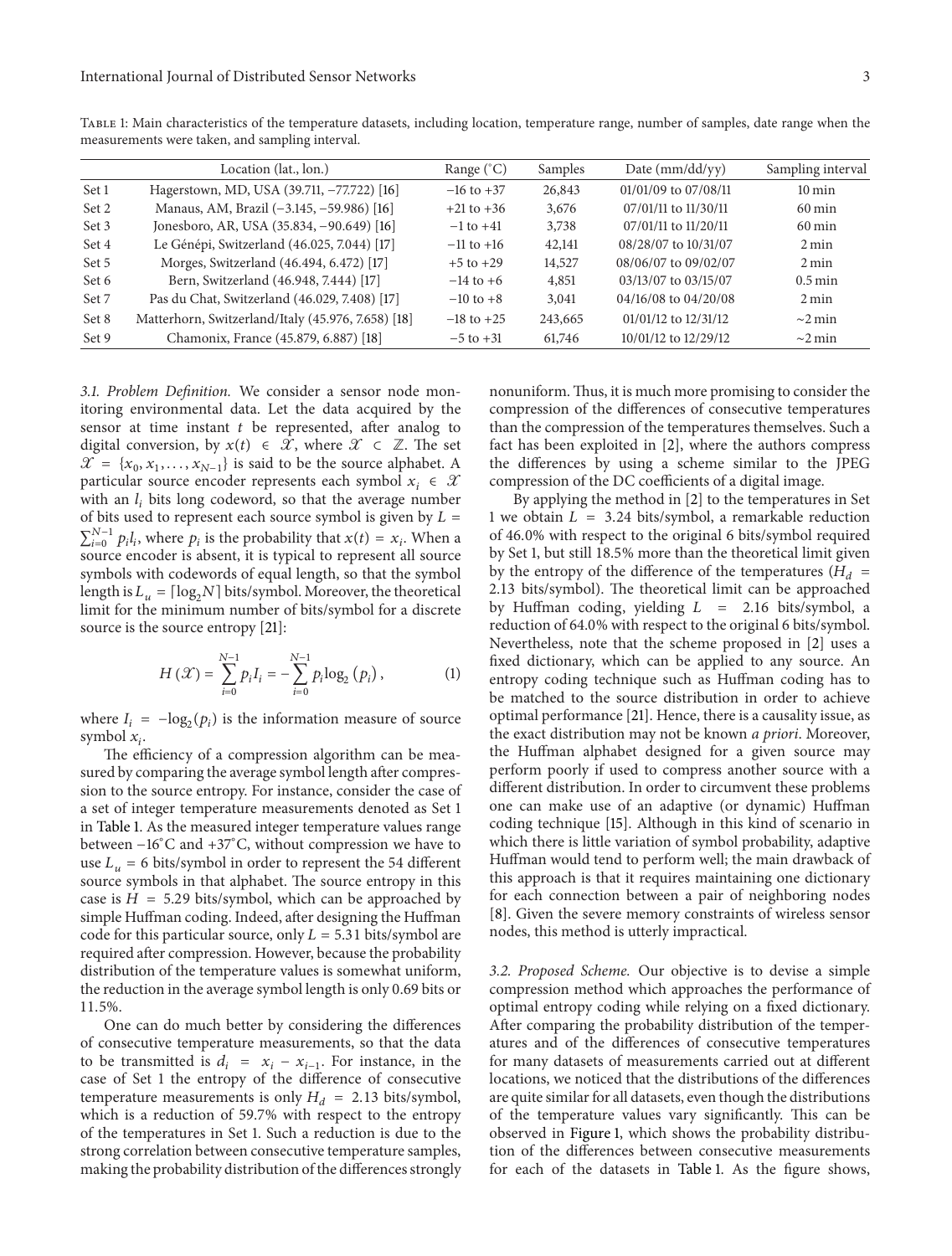Table 1: Main characteristics of the temperature datasets, including location, temperature range, number of samples, date range when the measurements were taken, and sampling interval.

| | Location (lat., lon.) | Range (°C) | Samples | Date (mm/dd/yy) | Sampling interval |
|---|---|---|---|---|---|
| Set 1 | Hagerstown, MD, USA (39.711, −77.722) [16] | −16 to +37 | 26,843 | 01/01/09 to 07/08/11 | 10 min |
| Set 2 | Manaus, AM, Brazil (−3.145, −59.986) [16] | +21 to +36 | 3,676 | 07/01/11 to 11/30/11 | 60 min |
| Set 3 | Jonesboro, AR, USA (35.834, −90.649) [16] | −1 to +41 | 3,738 | 07/01/11 to 11/20/11 | 60 min |
| Set 4 | Le Génépi, Switzerland (46.025, 7.044) [17] | −11 to +16 | 42,141 | 08/28/07 to 10/31/07 | 2 min |
| Set 5 | Morges, Switzerland (46.494, 6.472) [17] | +5 to +29 | 14,527 | 08/06/07 to 09/02/07 | 2 min |
| Set 6 | Bern, Switzerland (46.948, 7.444) [17] | −14 to +6 | 4,851 | 03/13/07 to 03/15/07 | 0.5 min |
| Set 7 | Pas du Chat, Switzerland (46.029, 7.408) [17] | −10 to +8 | 3,041 | 04/16/08 to 04/20/08 | 2 min |
| Set 8 | Matterhorn, Switzerland/Italy (45.976, 7.658) [18] | −18 to +25 | 243,665 | 01/01/12 to 12/31/12 | ~2 min |
| Set 9 | Chamonix, France (45.879, 6.887) [18] | −5 to +31 | 61,746 | 10/01/12 to 12/29/12 | ~2 min |

### 3.1. Problem Definition.

We consider a sensor node monitoring environmental data. Let the data acquired by the sensor at time instant $t$ be represented, after analog to digital conversion, by $x(t) \in \mathcal{X}$, where $\mathcal{X} \subset \mathbb{Z}$. The set $\mathcal{X} = \{x_0, x_1, \ldots, x_{N-1}\}$ is said to be the source alphabet. A particular source encoder represents each symbol $x_i \in \mathcal{X}$ with an $l_i$ bits long codeword, so that the average number of bits used to represent each source symbol is given by $L = \sum_{i=0}^{N-1} p_i l_i$, where $p_i$ is the probability that $x(t) = x_i$. When a source encoder is absent, it is typical to represent all source symbols with codewords of equal length, so that the symbol length is $L_u = \lceil \log_2 N \rceil$ bits/symbol. Moreover, the theoretical limit for the minimum number of bits/symbol for a discrete source is the source entropy [21]:

$$H(\mathcal{X}) = \sum_{i=0}^{N-1} p_i I_i = -\sum_{i=0}^{N-1} p_i \log_2(p_i), \tag{1}$$

where $I_i = -\log_2(p_i)$ is the information measure of source symbol $x_i$.

The efficiency of a compression algorithm can be measured by comparing the average symbol length after compression to the source entropy. For instance, consider the case of a set of integer temperature measurements denoted as Set 1 in Table 1. As the measured integer temperature values range between −16°C and +37°C, without compression we have to use $L_u = 6$ bits/symbol in order to represent the 54 different source symbols in that alphabet. The source entropy in this case is $H = 5.29$ bits/symbol, which can be approached by simple Huffman coding. Indeed, after designing the Huffman code for this particular source, only $L = 5.31$ bits/symbol are required after compression. However, because the probability distribution of the temperature values is somewhat uniform, the reduction in the average symbol length is only 0.69 bits or 11.5%.

One can do much better by considering the differences of consecutive temperature measurements, so that the data to be transmitted is $d_i = x_i - x_{i-1}$. For instance, in the case of Set 1 the entropy of the difference of consecutive temperature measurements is only $H_d = 2.13$ bits/symbol, which is a reduction of 59.7% with respect to the entropy of the temperatures in Set 1. Such a reduction is due to the strong correlation between consecutive temperature samples, making the probability distribution of the differences strongly nonuniform. Thus, it is much more promising to consider the compression of the differences of consecutive temperatures than the compression of the temperatures themselves. Such a fact has been exploited in [2], where the authors compress the differences by using a scheme similar to the JPEG compression of the DC coefficients of a digital image.

By applying the method in [2] to the temperatures in Set 1 we obtain $L = 3.24$ bits/symbol, a remarkable reduction of 46.0% with respect to the original 6 bits/symbol required by Set 1, but still 18.5% more than the theoretical limit given by the entropy of the difference of the temperatures ($H_d = 2.13$ bits/symbol). The theoretical limit can be approached by Huffman coding, yielding $L = 2.16$ bits/symbol, a reduction of 64.0% with respect to the original 6 bits/symbol. Nevertheless, note that the scheme proposed in [2] uses a fixed dictionary, which can be applied to any source. An entropy coding technique such as Huffman coding has to be matched to the source distribution in order to achieve optimal performance [21]. Hence, there is a causality issue, as the exact distribution may not be known *a priori*. Moreover, the Huffman alphabet designed for a given source may perform poorly if used to compress another source with a different distribution. In order to circumvent these problems one can make use of an adaptive (or dynamic) Huffman coding technique [15]. Although in this kind of scenario in which there is little variation of symbol probability, adaptive Huffman would tend to perform well; the main drawback of this approach is that it requires maintaining one dictionary for each connection between a pair of neighboring nodes [8]. Given the severe memory constraints of wireless sensor nodes, this method is utterly impractical.

### 3.2. Proposed Scheme.

Our objective is to devise a simple compression method which approaches the performance of optimal entropy coding while relying on a fixed dictionary. After comparing the probability distribution of the temperatures and of the differences of consecutive temperatures for many datasets of measurements carried out at different locations, we noticed that the distributions of the differences are quite similar for all datasets, even though the distributions of the temperature values vary significantly. This can be observed in Figure 1, which shows the probability distribution of the differences between consecutive measurements for each of the datasets in Table 1. As the figure shows,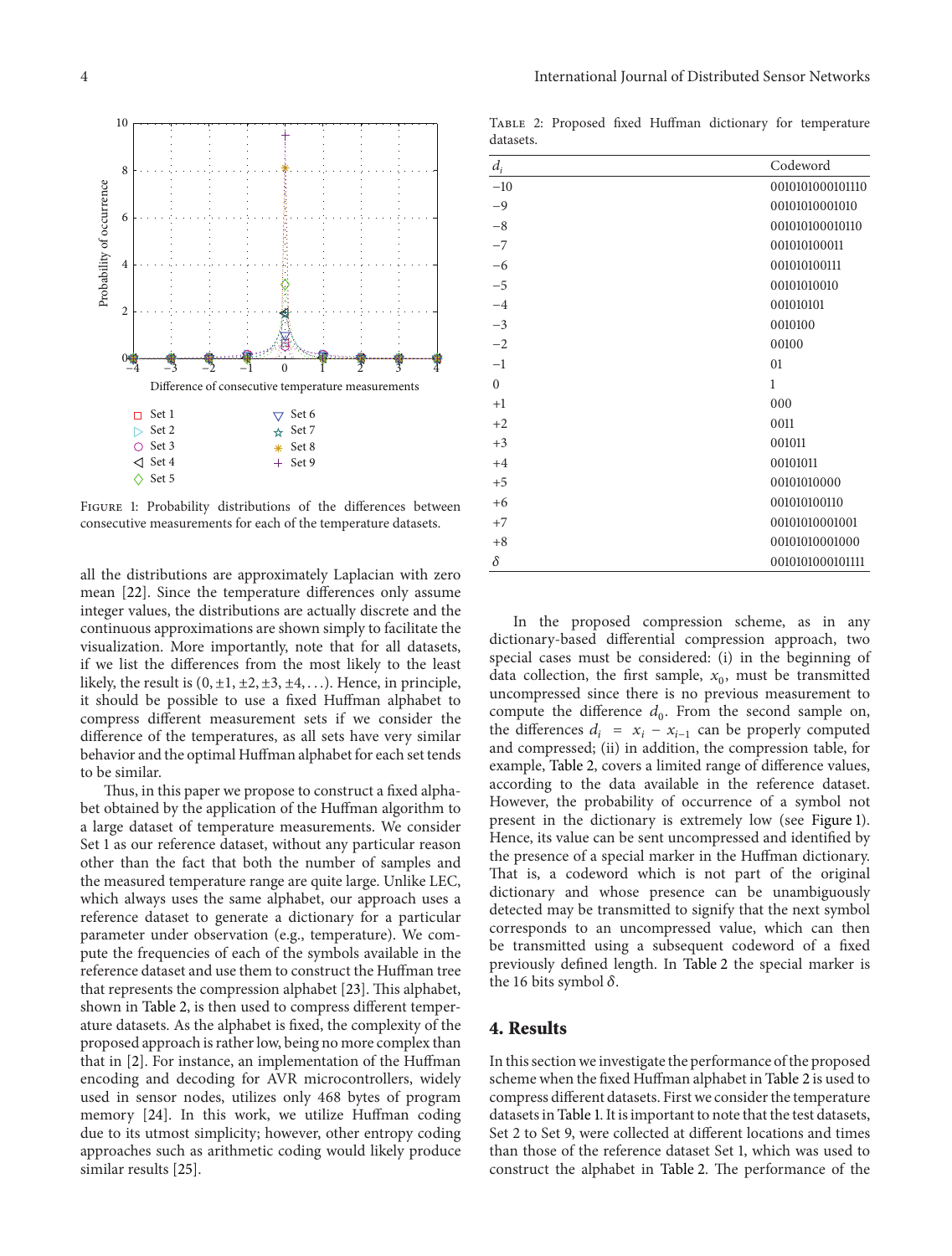FIGURE 1: Probability distributions of the differences between consecutive measurements for each of the temperature datasets.

all the distributions are approximately Laplacian with zero mean [22]. Since the temperature differences only assume integer values, the distributions are actually discrete and the continuous approximations are shown simply to facilitate the visualization. More importantly, note that for all datasets, if we list the differences from the most likely to the least likely, the result is $(0, \pm1, \pm2, \pm3, \pm4, \ldots)$. Hence, in principle, it should be possible to use a fixed Huffman alphabet to compress different measurement sets if we consider the difference of the temperatures, as all sets have very similar behavior and the optimal Huffman alphabet for each set tends to be similar.

Thus, in this paper we propose to construct a fixed alphabet obtained by the application of the Huffman algorithm to a large dataset of temperature measurements. We consider Set 1 as our reference dataset, without any particular reason other than the fact that both the number of samples and the measured temperature range are quite large. Unlike LEC, which always uses the same alphabet, our approach uses a reference dataset to generate a dictionary for a particular parameter under observation (e.g., temperature). We compute the frequencies of each of the symbols available in the reference dataset and use them to construct the Huffman tree that represents the compression alphabet [23]. This alphabet, shown in Table 2, is then used to compress different temperature datasets. As the alphabet is fixed, the complexity of the proposed approach is rather low, being no more complex than that in [2]. For instance, an implementation of the Huffman encoding and decoding for AVR microcontrollers, widely used in sensor nodes, utilizes only 468 bytes of program memory [24]. In this work, we utilize Huffman coding due to its utmost simplicity; however, other entropy coding approaches such as arithmetic coding would likely produce similar results [25].

TABLE 2: Proposed fixed Huffman dictionary for temperature datasets.

| $d_i$ | Codeword |
|---|---|
| −10 | 0010101000101110 |
| −9 | 00101010001010 |
| −8 | 001010100010110 |
| −7 | 001010100011 |
| −6 | 001010100111 |
| −5 | 00101010010 |
| −4 | 001010101 |
| −3 | 0010100 |
| −2 | 00100 |
| −1 | 01 |
| 0 | 1 |
| +1 | 000 |
| +2 | 0011 |
| +3 | 001011 |
| +4 | 00101011 |
| +5 | 00101010000 |
| +6 | 001010100110 |
| +7 | 00101010001001 |
| +8 | 00101010001000 |
| $\delta$ | 0010101000101111 |

In the proposed compression scheme, as in any dictionary-based differential compression approach, two special cases must be considered: (i) in the beginning of data collection, the first sample, $x_0$, must be transmitted uncompressed since there is no previous measurement to compute the difference $d_0$. From the second sample on, the differences $d_i = x_i - x_{i-1}$ can be properly computed and compressed; (ii) in addition, the compression table, for example, Table 2, covers a limited range of difference values, according to the data available in the reference dataset. However, the probability of occurrence of a symbol not present in the dictionary is extremely low (see Figure 1). Hence, its value can be sent uncompressed and identified by the presence of a special marker in the Huffman dictionary. That is, a codeword which is not part of the original dictionary and whose presence can be unambiguously detected may be transmitted to signify that the next symbol corresponds to an uncompressed value, which can then be transmitted using a subsequent codeword of a fixed previously defined length. In Table 2 the special marker is the 16 bits symbol $\delta$.

## 4. Results

In this section we investigate the performance of the proposed scheme when the fixed Huffman alphabet in Table 2 is used to compress different datasets. First we consider the temperature datasets in Table 1. It is important to note that the test datasets, Set 2 to Set 9, were collected at different locations and times than those of the reference dataset Set 1, which was used to construct the alphabet in Table 2. The performance of the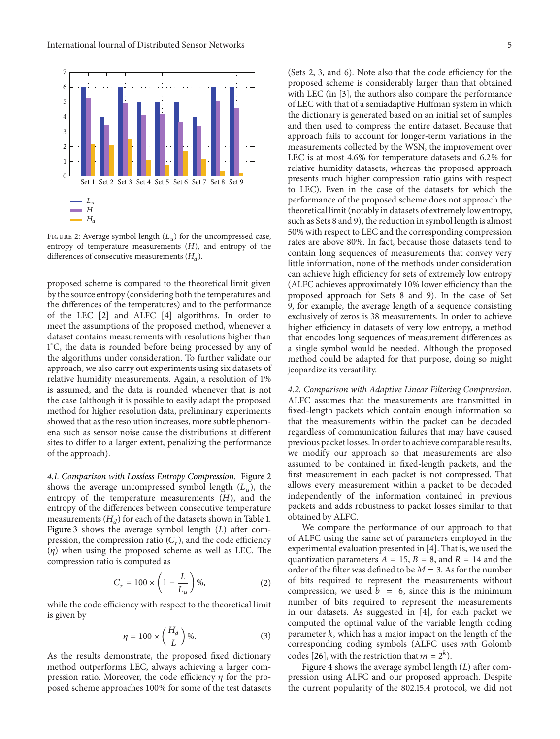FIGURE 2: Average symbol length ($L_u$) for the uncompressed case, entropy of temperature measurements ($H$), and entropy of the differences of consecutive measurements ($H_d$).

proposed scheme is compared to the theoretical limit given by the source entropy (considering both the temperatures and the differences of the temperatures) and to the performance of the LEC [2] and ALFC [4] algorithms. In order to meet the assumptions of the proposed method, whenever a dataset contains measurements with resolutions higher than 1°C, the data is rounded before being processed by any of the algorithms under consideration. To further validate our approach, we also carry out experiments using six datasets of relative humidity measurements. Again, a resolution of 1% is assumed, and the data is rounded whenever that is not the case (although it is possible to easily adapt the proposed method for higher resolution data, preliminary experiments showed that as the resolution increases, more subtle phenomena such as sensor noise cause the distributions at different sites to differ to a larger extent, penalizing the performance of the approach).

*4.1. Comparison with Lossless Entropy Compression.* Figure 2 shows the average uncompressed symbol length ($L_u$), the entropy of the temperature measurements ($H$), and the entropy of the differences between consecutive temperature measurements ($H_d$) for each of the datasets shown in Table 1. Figure 3 shows the average symbol length ($L$) after compression, the compression ratio ($C_r$), and the code efficiency ($\eta$) when using the proposed scheme as well as LEC. The compression ratio is computed as

$$C_r = 100 \times \left(1 - \frac{L}{L_u}\right)\%, \tag{2}$$

while the code efficiency with respect to the theoretical limit is given by

$$\eta = 100 \times \left(\frac{H_d}{L}\right)\%. \tag{3}$$

As the results demonstrate, the proposed fixed dictionary method outperforms LEC, always achieving a larger compression ratio. Moreover, the code efficiency $\eta$ for the proposed scheme approaches 100% for some of the test datasets (Sets 2, 3, and 6). Note also that the code efficiency for the proposed scheme is considerably larger than that obtained with LEC (in [3], the authors also compare the performance of LEC with that of a semiadaptive Huffman system in which the dictionary is generated based on an initial set of samples and then used to compress the entire dataset. Because that approach fails to account for longer-term variations in the measurements collected by the WSN, the improvement over LEC is at most 4.6% for temperature datasets and 6.2% for relative humidity datasets, whereas the proposed approach presents much higher compression ratio gains with respect to LEC). Even in the case of the datasets for which the performance of the proposed scheme does not approach the theoretical limit (notably in datasets of extremely low entropy, such as Sets 8 and 9), the reduction in symbol length is almost 50% with respect to LEC and the corresponding compression rates are above 80%. In fact, because those datasets tend to contain long sequences of measurements that convey very little information, none of the methods under consideration can achieve high efficiency for sets of extremely low entropy (ALFC achieves approximately 10% lower efficiency than the proposed approach for Sets 8 and 9). In the case of Set 9, for example, the average length of a sequence consisting exclusively of zeros is 38 measurements. In order to achieve higher efficiency in datasets of very low entropy, a method that encodes long sequences of measurement differences as a single symbol would be needed. Although the proposed method could be adapted for that purpose, doing so might jeopardize its versatility.

*4.2. Comparison with Adaptive Linear Filtering Compression.* ALFC assumes that the measurements are transmitted in fixed-length packets which contain enough information so that the measurements within the packet can be decoded regardless of communication failures that may have caused previous packet losses. In order to achieve comparable results, we modify our approach so that measurements are also assumed to be contained in fixed-length packets, and the first measurement in each packet is not compressed. That allows every measurement within a packet to be decoded independently of the information contained in previous packets and adds robustness to packet losses similar to that obtained by ALFC.

We compare the performance of our approach to that of ALFC using the same set of parameters employed in the experimental evaluation presented in [4]. That is, we used the quantization parameters $A = 15$, $B = 8$, and $R = 14$ and the order of the filter was defined to be $M = 3$. As for the number of bits required to represent the measurements without compression, we used $b = 6$, since this is the minimum number of bits required to represent the measurements in our datasets. As suggested in [4], for each packet we computed the optimal value of the variable length coding parameter $k$, which has a major impact on the length of the corresponding coding symbols (ALFC uses $m$th Golomb codes [26], with the restriction that $m = 2^k$).

Figure 4 shows the average symbol length ($L$) after compression using ALFC and our proposed approach. Despite the current popularity of the 802.15.4 protocol, we did not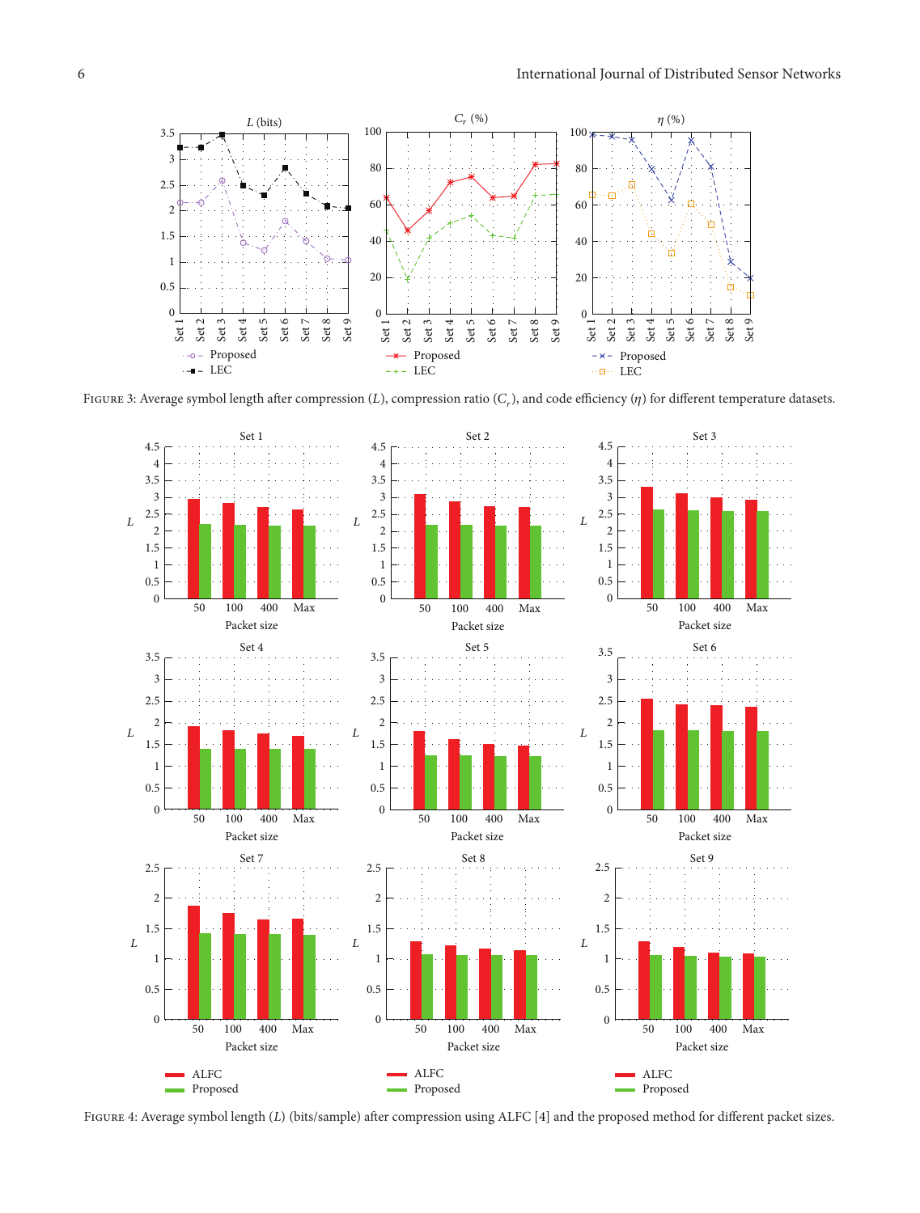Figure 3: Average symbol length after compression ($L$), compression ratio ($C_r$), and code efficiency ($\eta$) for different temperature datasets.

Figure 4: Average symbol length ($L$) (bits/sample) after compression using ALFC [4] and the proposed method for different packet sizes.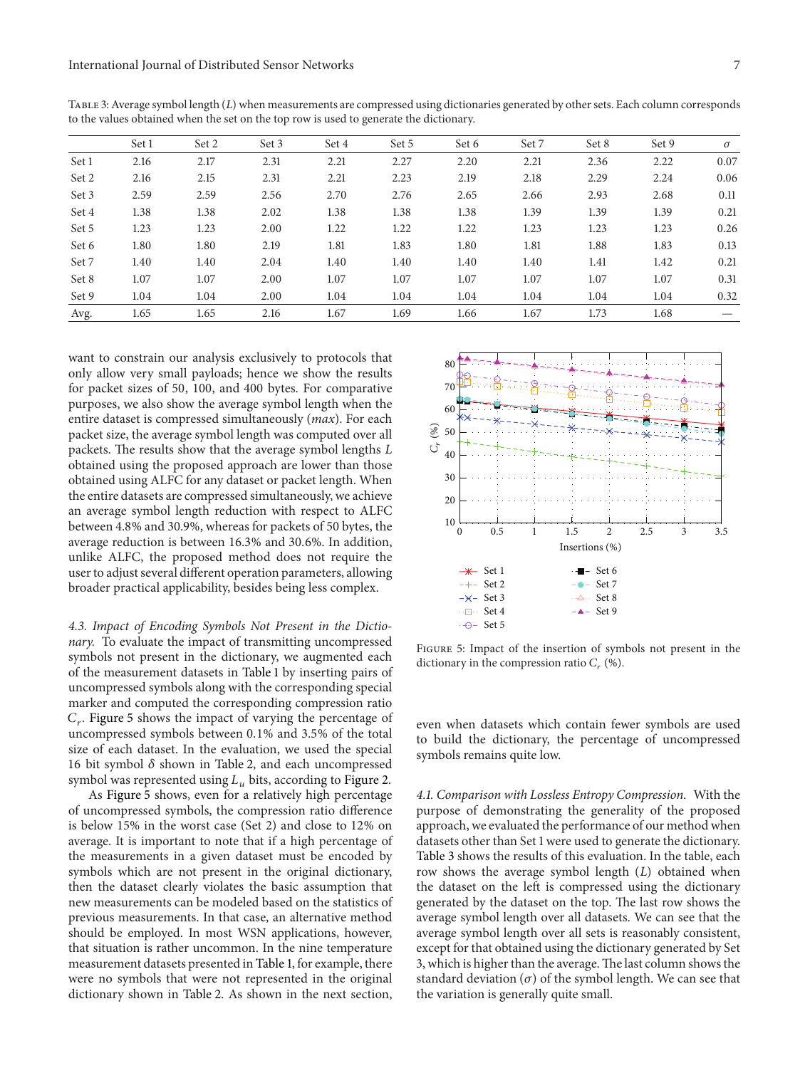Table 3: Average symbol length ($L$) when measurements are compressed using dictionaries generated by other sets. Each column corresponds to the values obtained when the set on the top row is used to generate the dictionary.

| | Set 1 | Set 2 | Set 3 | Set 4 | Set 5 | Set 6 | Set 7 | Set 8 | Set 9 | $\sigma$ |
|---|---|---|---|---|---|---|---|---|---|---|
| Set 1 | 2.16 | 2.17 | 2.31 | 2.21 | 2.27 | 2.20 | 2.21 | 2.36 | 2.22 | 0.07 |
| Set 2 | 2.16 | 2.15 | 2.31 | 2.21 | 2.23 | 2.19 | 2.18 | 2.29 | 2.24 | 0.06 |
| Set 3 | 2.59 | 2.59 | 2.56 | 2.70 | 2.76 | 2.65 | 2.66 | 2.93 | 2.68 | 0.11 |
| Set 4 | 1.38 | 1.38 | 2.02 | 1.38 | 1.38 | 1.38 | 1.39 | 1.39 | 1.39 | 0.21 |
| Set 5 | 1.23 | 1.23 | 2.00 | 1.22 | 1.22 | 1.22 | 1.23 | 1.23 | 1.23 | 0.26 |
| Set 6 | 1.80 | 1.80 | 2.19 | 1.81 | 1.83 | 1.80 | 1.81 | 1.88 | 1.83 | 0.13 |
| Set 7 | 1.40 | 1.40 | 2.04 | 1.40 | 1.40 | 1.40 | 1.40 | 1.41 | 1.42 | 0.21 |
| Set 8 | 1.07 | 1.07 | 2.00 | 1.07 | 1.07 | 1.07 | 1.07 | 1.07 | 1.07 | 0.31 |
| Set 9 | 1.04 | 1.04 | 2.00 | 1.04 | 1.04 | 1.04 | 1.04 | 1.04 | 1.04 | 0.32 |
| Avg. | 1.65 | 1.65 | 2.16 | 1.67 | 1.69 | 1.66 | 1.67 | 1.73 | 1.68 | — |

want to constrain our analysis exclusively to protocols that only allow very small payloads; hence we show the results for packet sizes of 50, 100, and 400 bytes. For comparative purposes, we also show the average symbol length when the entire dataset is compressed simultaneously (*max*). For each packet size, the average symbol length was computed over all packets. The results show that the average symbol lengths $L$ obtained using the proposed approach are lower than those obtained using ALFC for any dataset or packet length. When the entire datasets are compressed simultaneously, we achieve an average symbol length reduction with respect to ALFC between 4.8% and 30.9%, whereas for packets of 50 bytes, the average reduction is between 16.3% and 30.6%. In addition, unlike ALFC, the proposed method does not require the user to adjust several different operation parameters, allowing broader practical applicability, besides being less complex.

*4.3. Impact of Encoding Symbols Not Present in the Dictionary.* To evaluate the impact of transmitting uncompressed symbols not present in the dictionary, we augmented each of the measurement datasets in Table 1 by inserting pairs of uncompressed symbols along with the corresponding special marker and computed the corresponding compression ratio $C_r$. Figure 5 shows the impact of varying the percentage of uncompressed symbols between 0.1% and 3.5% of the total size of each dataset. In the evaluation, we used the special 16 bit symbol $\delta$ shown in Table 2, and each uncompressed symbol was represented using $L_u$ bits, according to Figure 2.

As Figure 5 shows, even for a relatively high percentage of uncompressed symbols, the compression ratio difference is below 15% in the worst case (Set 2) and close to 12% on average. It is important to note that if a high percentage of the measurements in a given dataset must be encoded by symbols which are not present in the original dictionary, then the dataset clearly violates the basic assumption that new measurements can be modeled based on the statistics of previous measurements. In that case, an alternative method should be employed. In most WSN applications, however, that situation is rather uncommon. In the nine temperature measurement datasets presented in Table 1, for example, there were no symbols that were not represented in the original dictionary shown in Table 2. As shown in the next section, even when datasets which contain fewer symbols are used to build the dictionary, the percentage of uncompressed symbols remains quite low.

Figure 5: Impact of the insertion of symbols not present in the dictionary in the compression ratio $C_r$ (%).

*4.1. Comparison with Lossless Entropy Compression.* With the purpose of demonstrating the generality of the proposed approach, we evaluated the performance of our method when datasets other than Set 1 were used to generate the dictionary. Table 3 shows the results of this evaluation. In the table, each row shows the average symbol length ($L$) obtained when the dataset on the left is compressed using the dictionary generated by the dataset on the top. The last row shows the average symbol length over all datasets. We can see that the average symbol length over all sets is reasonably consistent, except for that obtained using the dictionary generated by Set 3, which is higher than the average. The last column shows the standard deviation ($\sigma$) of the symbol length. We can see that the variation is generally quite small.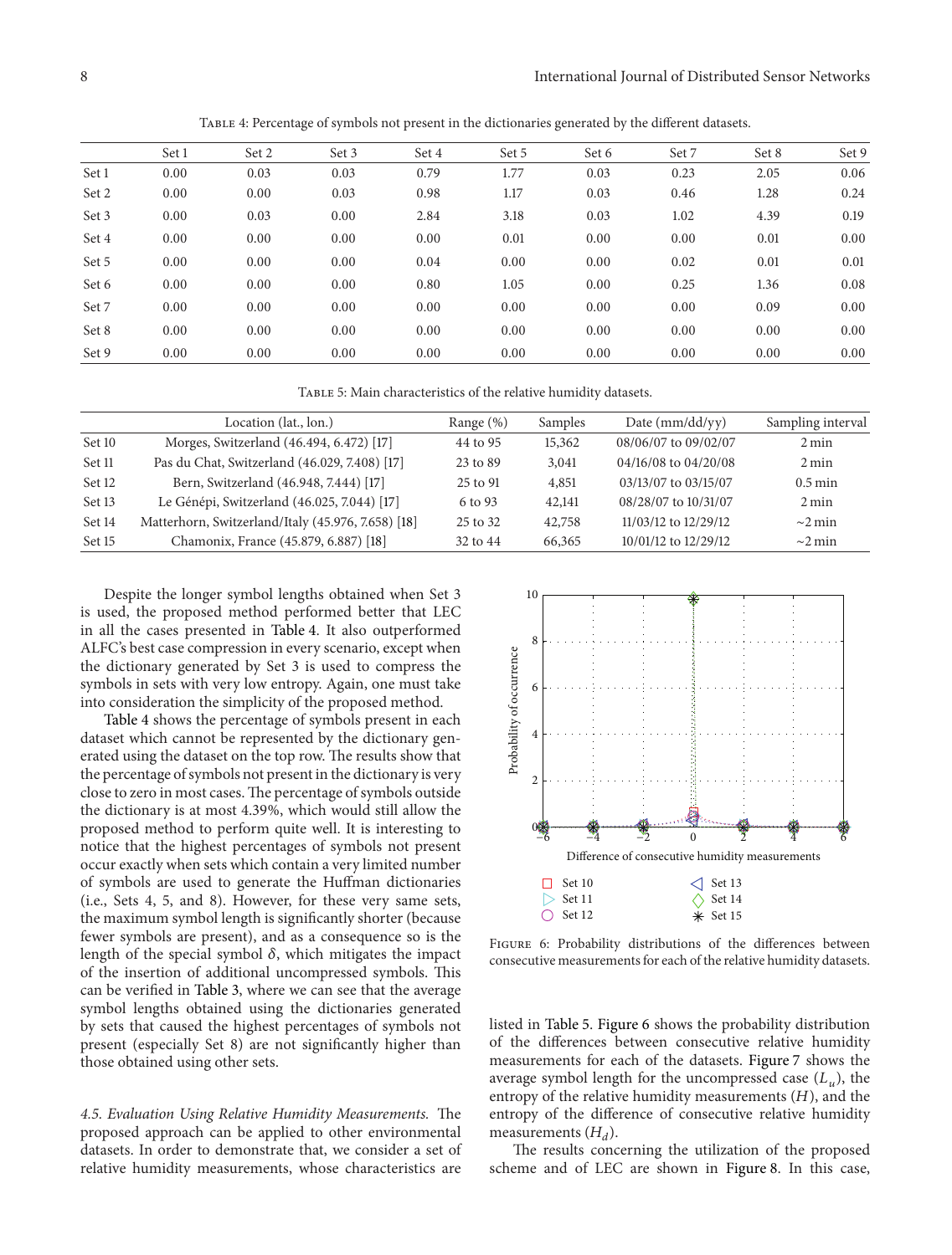Table 4: Percentage of symbols not present in the dictionaries generated by the different datasets.

| | Set 1 | Set 2 | Set 3 | Set 4 | Set 5 | Set 6 | Set 7 | Set 8 | Set 9 |
|---|---|---|---|---|---|---|---|---|---|
| Set 1 | 0.00 | 0.03 | 0.03 | 0.79 | 1.77 | 0.03 | 0.23 | 2.05 | 0.06 |
| Set 2 | 0.00 | 0.00 | 0.03 | 0.98 | 1.17 | 0.03 | 0.46 | 1.28 | 0.24 |
| Set 3 | 0.00 | 0.03 | 0.00 | 2.84 | 3.18 | 0.03 | 1.02 | 4.39 | 0.19 |
| Set 4 | 0.00 | 0.00 | 0.00 | 0.00 | 0.01 | 0.00 | 0.00 | 0.01 | 0.00 |
| Set 5 | 0.00 | 0.00 | 0.00 | 0.04 | 0.00 | 0.00 | 0.02 | 0.01 | 0.01 |
| Set 6 | 0.00 | 0.00 | 0.00 | 0.80 | 1.05 | 0.00 | 0.25 | 1.36 | 0.08 |
| Set 7 | 0.00 | 0.00 | 0.00 | 0.00 | 0.00 | 0.00 | 0.00 | 0.09 | 0.00 |
| Set 8 | 0.00 | 0.00 | 0.00 | 0.00 | 0.00 | 0.00 | 0.00 | 0.00 | 0.00 |
| Set 9 | 0.00 | 0.00 | 0.00 | 0.00 | 0.00 | 0.00 | 0.00 | 0.00 | 0.00 |

Table 5: Main characteristics of the relative humidity datasets.

| | Location (lat., lon.) | Range (%) | Samples | Date (mm/dd/yy) | Sampling interval |
|---|---|---|---|---|---|
| Set 10 | Morges, Switzerland (46.494, 6.472) [17] | 44 to 95 | 15,362 | 08/06/07 to 09/02/07 | 2 min |
| Set 11 | Pas du Chat, Switzerland (46.029, 7.408) [17] | 23 to 89 | 3,041 | 04/16/08 to 04/20/08 | 2 min |
| Set 12 | Bern, Switzerland (46.948, 7.444) [17] | 25 to 91 | 4,851 | 03/13/07 to 03/15/07 | 0.5 min |
| Set 13 | Le Génépi, Switzerland (46.025, 7.044) [17] | 6 to 93 | 42,141 | 08/28/07 to 10/31/07 | 2 min |
| Set 14 | Matterhorn, Switzerland/Italy (45.976, 7.658) [18] | 25 to 32 | 42,758 | 11/03/12 to 12/29/12 | ~2 min |
| Set 15 | Chamonix, France (45.879, 6.887) [18] | 32 to 44 | 66,365 | 10/01/12 to 12/29/12 | ~2 min |

Despite the longer symbol lengths obtained when Set 3 is used, the proposed method performed better that LEC in all the cases presented in Table 4. It also outperformed ALFC's best case compression in every scenario, except when the dictionary generated by Set 3 is used to compress the symbols in sets with very low entropy. Again, one must take into consideration the simplicity of the proposed method.

Table 4 shows the percentage of symbols present in each dataset which cannot be represented by the dictionary generated using the dataset on the top row. The results show that the percentage of symbols not present in the dictionary is very close to zero in most cases. The percentage of symbols outside the dictionary is at most 4.39%, which would still allow the proposed method to perform quite well. It is interesting to notice that the highest percentages of symbols not present occur exactly when sets which contain a very limited number of symbols are used to generate the Huffman dictionaries (i.e., Sets 4, 5, and 8). However, for these very same sets, the maximum symbol length is significantly shorter (because fewer symbols are present), and as a consequence so is the length of the special symbol $\delta$, which mitigates the impact of the insertion of additional uncompressed symbols. This can be verified in Table 3, where we can see that the average symbol lengths obtained using the dictionaries generated by sets that caused the highest percentages of symbols not present (especially Set 8) are not significantly higher than those obtained using other sets.

*4.5. Evaluation Using Relative Humidity Measurements.* The proposed approach can be applied to other environmental datasets. In order to demonstrate that, we consider a set of relative humidity measurements, whose characteristics are listed in Table 5. Figure 6 shows the probability distribution of the differences between consecutive relative humidity measurements for each of the datasets. Figure 7 shows the average symbol length for the uncompressed case ($L_u$), the entropy of the relative humidity measurements ($H$), and the entropy of the difference of consecutive relative humidity measurements ($H_d$).

Figure 6: Probability distributions of the differences between consecutive measurements for each of the relative humidity datasets.

The results concerning the utilization of the proposed scheme and of LEC are shown in Figure 8. In this case,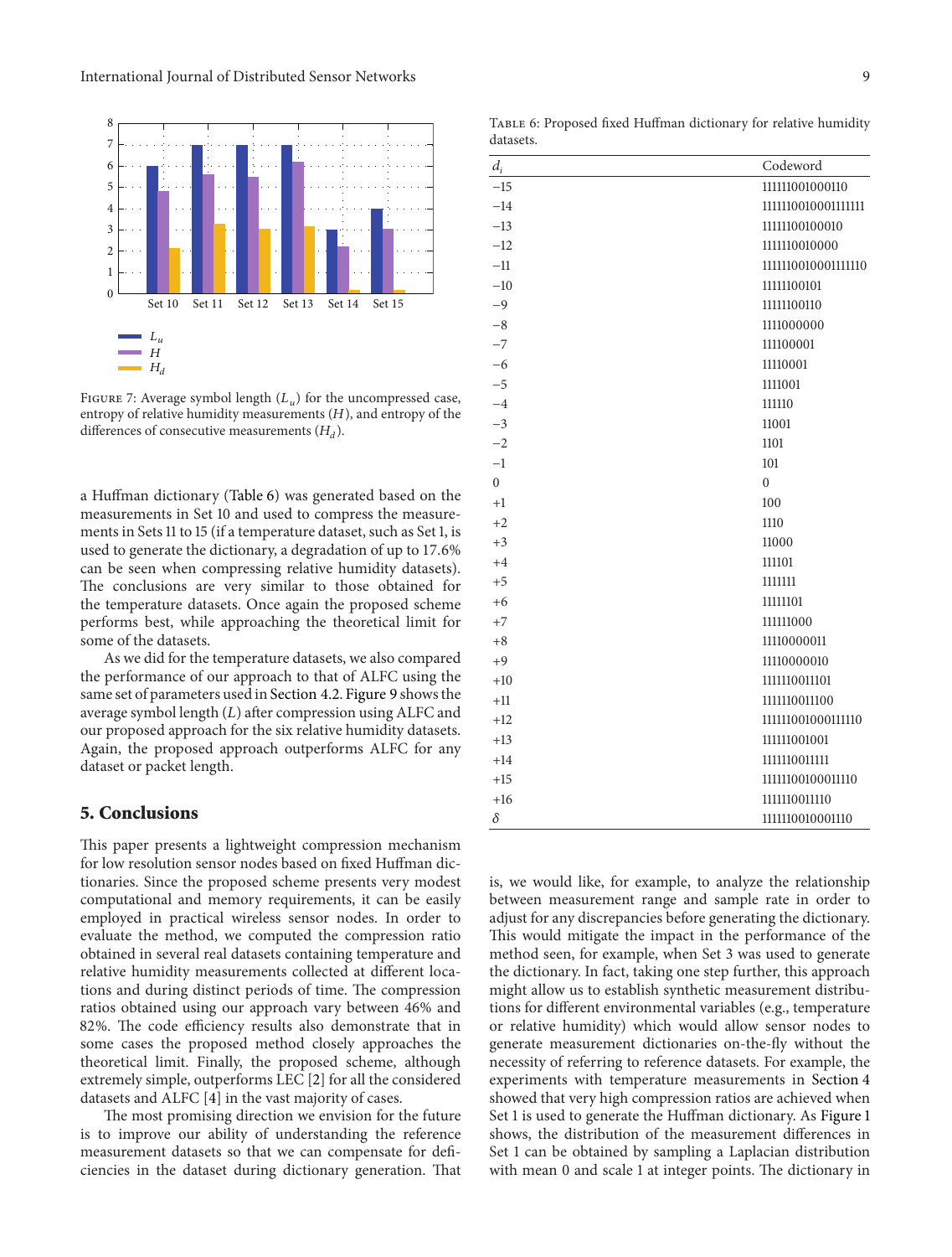Figure 7: Average symbol length ($L_u$) for the uncompressed case, entropy of relative humidity measurements ($H$), and entropy of the differences of consecutive measurements ($H_d$).

a Huffman dictionary (Table 6) was generated based on the measurements in Set 10 and used to compress the measurements in Sets 11 to 15 (if a temperature dataset, such as Set 1, is used to generate the dictionary, a degradation of up to 17.6% can be seen when compressing relative humidity datasets). The conclusions are very similar to those obtained for the temperature datasets. Once again the proposed scheme performs best, while approaching the theoretical limit for some of the datasets.

As we did for the temperature datasets, we also compared the performance of our approach to that of ALFC using the same set of parameters used in Section 4.2. Figure 9 shows the average symbol length ($L$) after compression using ALFC and our proposed approach for the six relative humidity datasets. Again, the proposed approach outperforms ALFC for any dataset or packet length.

## 5. Conclusions

This paper presents a lightweight compression mechanism for low resolution sensor nodes based on fixed Huffman dictionaries. Since the proposed scheme presents very modest computational and memory requirements, it can be easily employed in practical wireless sensor nodes. In order to evaluate the method, we computed the compression ratio obtained in several real datasets containing temperature and relative humidity measurements collected at different locations and during distinct periods of time. The compression ratios obtained using our approach vary between 46% and 82%. The code efficiency results also demonstrate that in some cases the proposed method closely approaches the theoretical limit. Finally, the proposed scheme, although extremely simple, outperforms LEC [2] for all the considered datasets and ALFC [4] in the vast majority of cases.

The most promising direction we envision for the future is to improve our ability of understanding the reference measurement datasets so that we can compensate for deficiencies in the dataset during dictionary generation. That is, we would like, for example, to analyze the relationship between measurement range and sample rate in order to adjust for any discrepancies before generating the dictionary. This would mitigate the impact in the performance of the method seen, for example, when Set 3 was used to generate the dictionary. In fact, taking one step further, this approach might allow us to establish synthetic measurement distributions for different environmental variables (e.g., temperature or relative humidity) which would allow sensor nodes to generate measurement dictionaries on-the-fly without the necessity of referring to reference datasets. For example, the experiments with temperature measurements in Section 4 showed that very high compression ratios are achieved when Set 1 is used to generate the Huffman dictionary. As Figure 1 shows, the distribution of the measurement differences in Set 1 can be obtained by sampling a Laplacian distribution with mean 0 and scale 1 at integer points. The dictionary in

Table 6: Proposed fixed Huffman dictionary for relative humidity datasets.

| $d_i$ | Codeword |
|---|---|
| −15 | 111111001000110 |
| −14 | 1111110010001111111 |
| −13 | 11111100100010 |
| −12 | 1111110010000 |
| −11 | 111111001000111110 |
| −10 | 11111100101 |
| −9 | 11111100110 |
| −8 | 1111000000 |
| −7 | 111100001 |
| −6 | 11110001 |
| −5 | 1111001 |
| −4 | 111110 |
| −3 | 11001 |
| −2 | 1101 |
| −1 | 101 |
| 0 | 0 |
| +1 | 100 |
| +2 | 1110 |
| +3 | 11000 |
| +4 | 111101 |
| +5 | 1111111 |
| +6 | 11111101 |
| +7 | 111111000 |
| +8 | 11110000011 |
| +9 | 11110000010 |
| +10 | 1111110011101 |
| +11 | 1111110011100 |
| +12 | 111111001000111110 |
| +13 | 111111001001 |
| +14 | 1111110011111 |
| +15 | 11111100100011110 |
| +16 | 1111110011110 |
| $\delta$ | 1111110010001110 |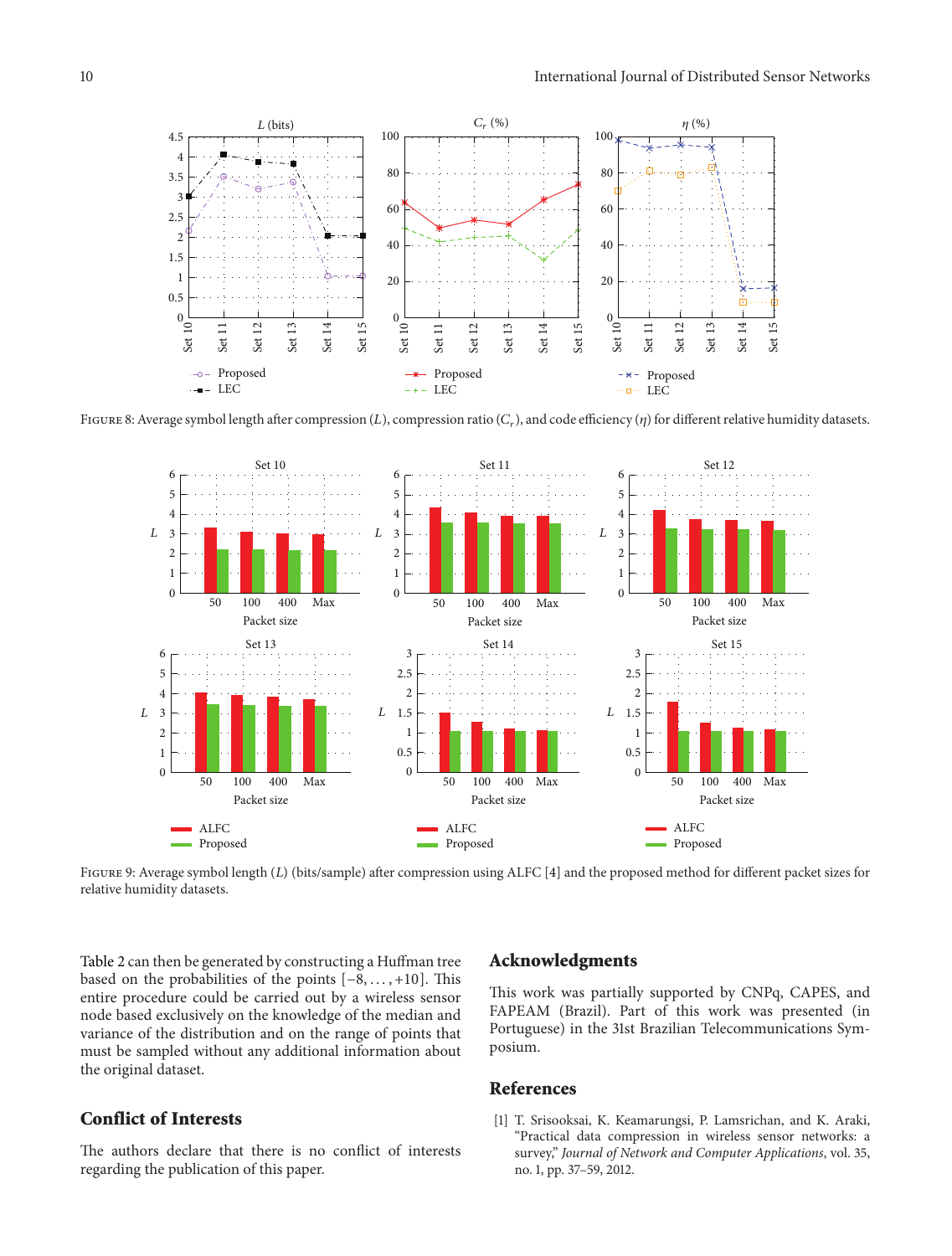FIGURE 8: Average symbol length after compression ($L$), compression ratio ($C_r$), and code efficiency ($\eta$) for different relative humidity datasets.

FIGURE 9: Average symbol length ($L$) (bits/sample) after compression using ALFC [4] and the proposed method for different packet sizes for relative humidity datasets.

Table 2 can then be generated by constructing a Huffman tree based on the probabilities of the points $[-8, \ldots, +10]$. This entire procedure could be carried out by a wireless sensor node based exclusively on the knowledge of the median and variance of the distribution and on the range of points that must be sampled without any additional information about the original dataset.

## Conflict of Interests

The authors declare that there is no conflict of interests regarding the publication of this paper.

## Acknowledgments

This work was partially supported by CNPq, CAPES, and FAPEAM (Brazil). Part of this work was presented (in Portuguese) in the 31st Brazilian Telecommunications Symposium.

## References

[1] T. Srisooksai, K. Keamarungsi, P. Lamsrichan, and K. Araki, "Practical data compression in wireless sensor networks: a survey," *Journal of Network and Computer Applications*, vol. 35, no. 1, pp. 37–59, 2012.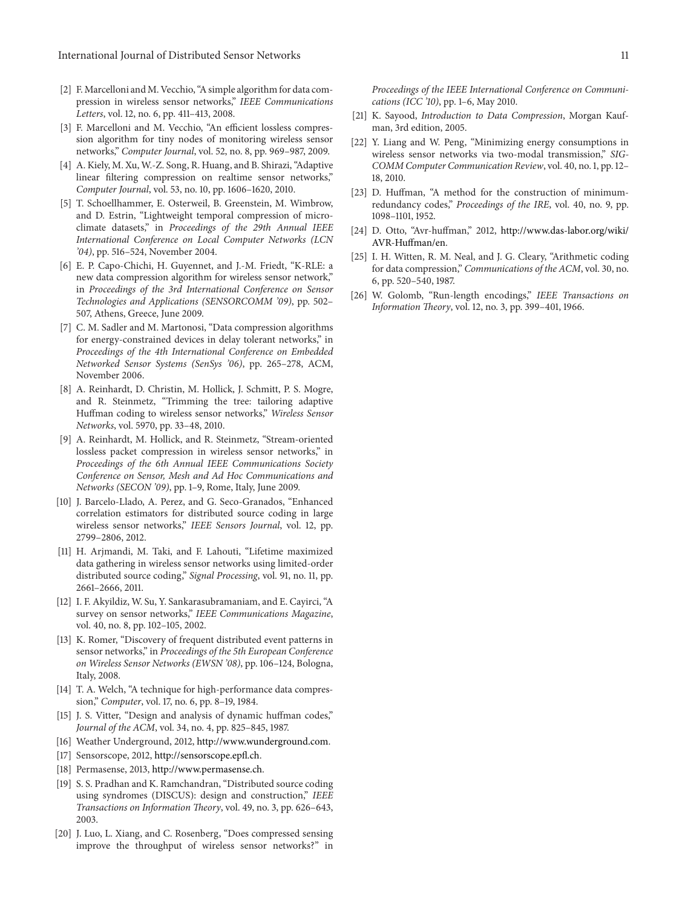[2] F. Marcelloni and M. Vecchio, "A simple algorithm for data compression in wireless sensor networks," *IEEE Communications Letters*, vol. 12, no. 6, pp. 411–413, 2008.

[3] F. Marcelloni and M. Vecchio, "An efficient lossless compression algorithm for tiny nodes of monitoring wireless sensor networks," *Computer Journal*, vol. 52, no. 8, pp. 969–987, 2009.

[4] A. Kiely, M. Xu, W.-Z. Song, R. Huang, and B. Shirazi, "Adaptive linear filtering compression on realtime sensor networks," *Computer Journal*, vol. 53, no. 10, pp. 1606–1620, 2010.

[5] T. Schoellhammer, E. Osterweil, B. Greenstein, M. Wimbrow, and D. Estrin, "Lightweight temporal compression of microclimate datasets," in *Proceedings of the 29th Annual IEEE International Conference on Local Computer Networks (LCN '04)*, pp. 516–524, November 2004.

[6] E. P. Capo-Chichi, H. Guyennet, and J.-M. Friedt, "K-RLE: a new data compression algorithm for wireless sensor network," in *Proceedings of the 3rd International Conference on Sensor Technologies and Applications (SENSORCOMM '09)*, pp. 502–507, Athens, Greece, June 2009.

[7] C. M. Sadler and M. Martonosi, "Data compression algorithms for energy-constrained devices in delay tolerant networks," in *Proceedings of the 4th International Conference on Embedded Networked Sensor Systems (SenSys '06)*, pp. 265–278, ACM, November 2006.

[8] A. Reinhardt, D. Christin, M. Hollick, J. Schmitt, P. S. Mogre, and R. Steinmetz, "Trimming the tree: tailoring adaptive Huffman coding to wireless sensor networks," *Wireless Sensor Networks*, vol. 5970, pp. 33–48, 2010.

[9] A. Reinhardt, M. Hollick, and R. Steinmetz, "Stream-oriented lossless packet compression in wireless sensor networks," in *Proceedings of the 6th Annual IEEE Communications Society Conference on Sensor, Mesh and Ad Hoc Communications and Networks (SECON '09)*, pp. 1–9, Rome, Italy, June 2009.

[10] J. Barcelo-Llado, A. Perez, and G. Seco-Granados, "Enhanced correlation estimators for distributed source coding in large wireless sensor networks," *IEEE Sensors Journal*, vol. 12, pp. 2799–2806, 2012.

[11] H. Arjmandi, M. Taki, and F. Lahouti, "Lifetime maximized data gathering in wireless sensor networks using limited-order distributed source coding," *Signal Processing*, vol. 91, no. 11, pp. 2661–2666, 2011.

[12] I. F. Akyildiz, W. Su, Y. Sankarasubramaniam, and E. Cayirci, "A survey on sensor networks," *IEEE Communications Magazine*, vol. 40, no. 8, pp. 102–105, 2002.

[13] K. Romer, "Discovery of frequent distributed event patterns in sensor networks," in *Proceedings of the 5th European Conference on Wireless Sensor Networks (EWSN '08)*, pp. 106–124, Bologna, Italy, 2008.

[14] T. A. Welch, "A technique for high-performance data compression," *Computer*, vol. 17, no. 6, pp. 8–19, 1984.

[15] J. S. Vitter, "Design and analysis of dynamic huffman codes," *Journal of the ACM*, vol. 34, no. 4, pp. 825–845, 1987.

[16] Weather Underground, 2012, http://www.wunderground.com.

[17] Sensorscope, 2012, http://sensorscope.epfl.ch.

[18] Permasense, 2013, http://www.permasense.ch.

[19] S. S. Pradhan and K. Ramchandran, "Distributed source coding using syndromes (DISCUS): design and construction," *IEEE Transactions on Information Theory*, vol. 49, no. 3, pp. 626–643, 2003.

[20] J. Luo, L. Xiang, and C. Rosenberg, "Does compressed sensing improve the throughput of wireless sensor networks?" in *Proceedings of the IEEE International Conference on Communications (ICC '10)*, pp. 1–6, May 2010.

[21] K. Sayood, *Introduction to Data Compression*, Morgan Kaufman, 3rd edition, 2005.

[22] Y. Liang and W. Peng, "Minimizing energy consumptions in wireless sensor networks via two-modal transmission," *SIGCOMM Computer Communication Review*, vol. 40, no. 1, pp. 12–18, 2010.

[23] D. Huffman, "A method for the construction of minimum-redundancy codes," *Proceedings of the IRE*, vol. 40, no. 9, pp. 1098–1101, 1952.

[24] D. Otto, "Avr-huffman," 2012, http://www.das-labor.org/wiki/AVR-Huffman/en.

[25] I. H. Witten, R. M. Neal, and J. G. Cleary, "Arithmetic coding for data compression," *Communications of the ACM*, vol. 30, no. 6, pp. 520–540, 1987.

[26] W. Golomb, "Run-length encodings," *IEEE Transactions on Information Theory*, vol. 12, no. 3, pp. 399–401, 1966.